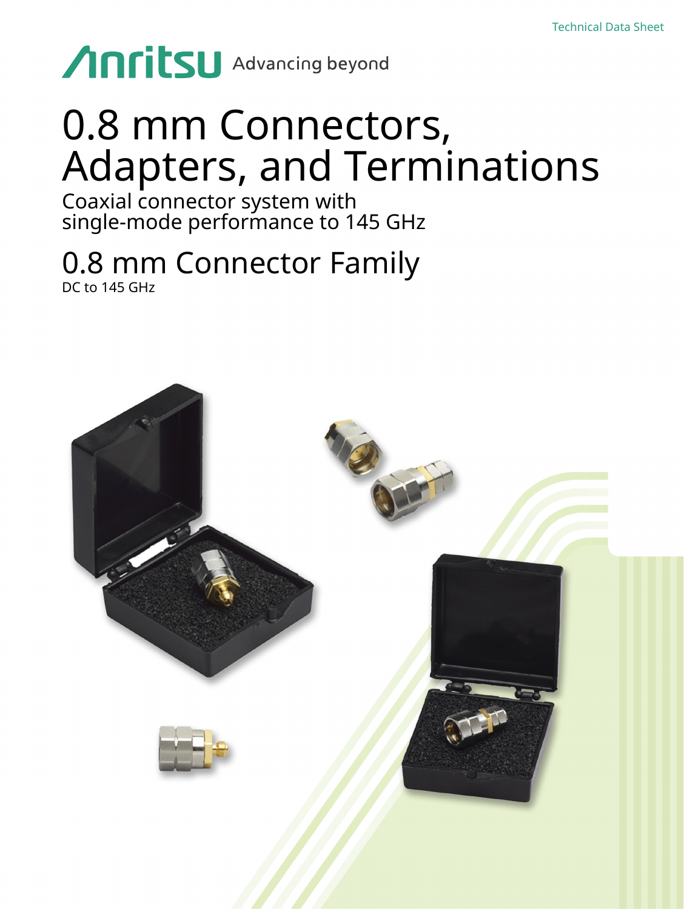Technical Data Sheet

Anritsu Advancing beyond

# 0.8 mm Connectors, Adapters, and Terminations

Coaxial connector system with single-mode performance to 145 GHz

## 0.8 mm Connector Family

DC to 145 GHz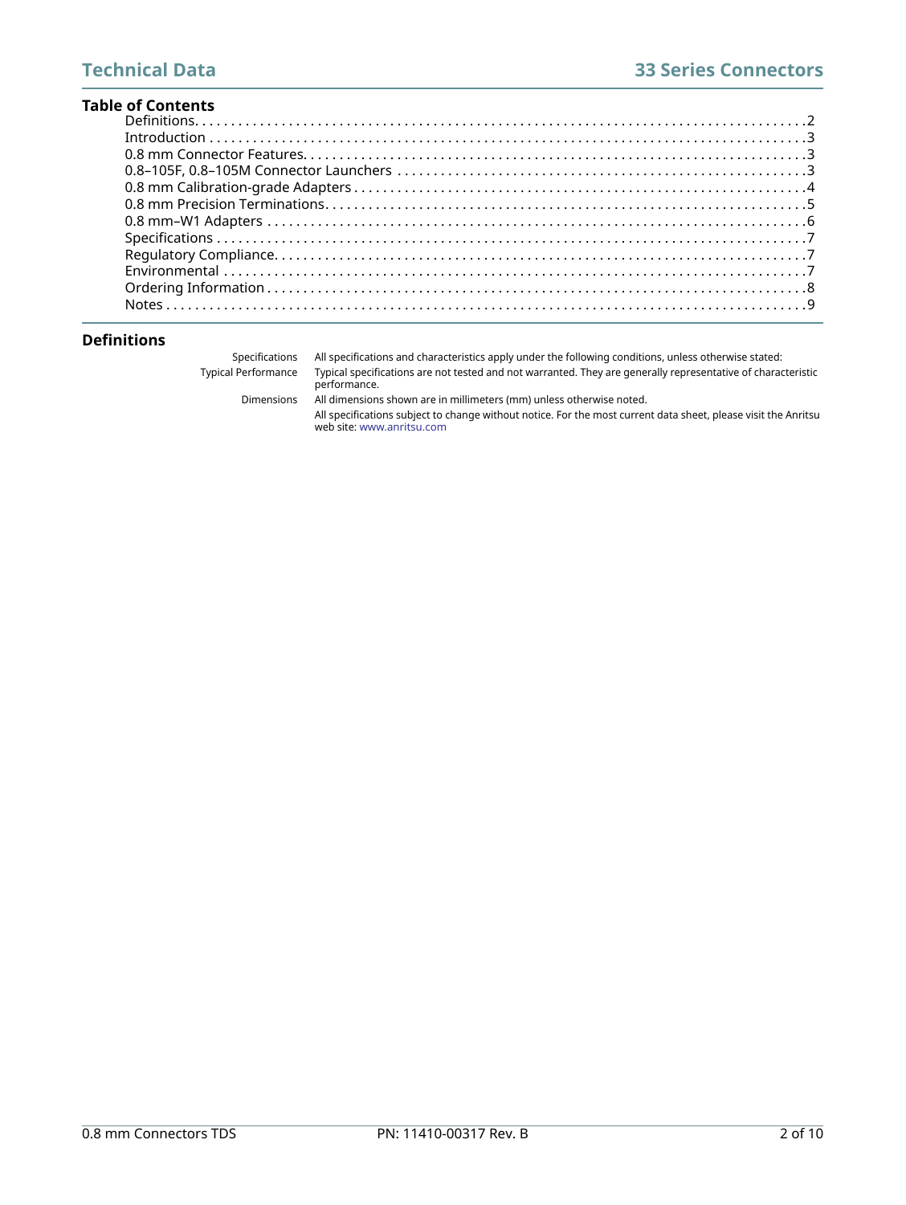## Table of Contents

- Definitions . . . 2
- Introduction . . . 3
- 0.8 mm Connector Features . . . 3
- 0.8–105F, 0.8–105M Connector Launchers . . . 3
- 0.8 mm Calibration-grade Adapters . . . 4
- 0.8 mm Precision Terminations . . . 5
- 0.8 mm–W1 Adapters . . . 6
- Specifications . . . 7
- Regulatory Compliance . . . 7
- Environmental . . . 7
- Ordering Information . . . 8
- Notes . . . 9

## Definitions

| | |
|---|---|
| Specifications | All specifications and characteristics apply under the following conditions, unless otherwise stated: |
| Typical Performance | Typical specifications are not tested and not warranted. They are generally representative of characteristic performance. |
| Dimensions | All dimensions shown are in millimeters (mm) unless otherwise noted. |
| | All specifications subject to change without notice. For the most current data sheet, please visit the Anritsu web site: www.anritsu.com |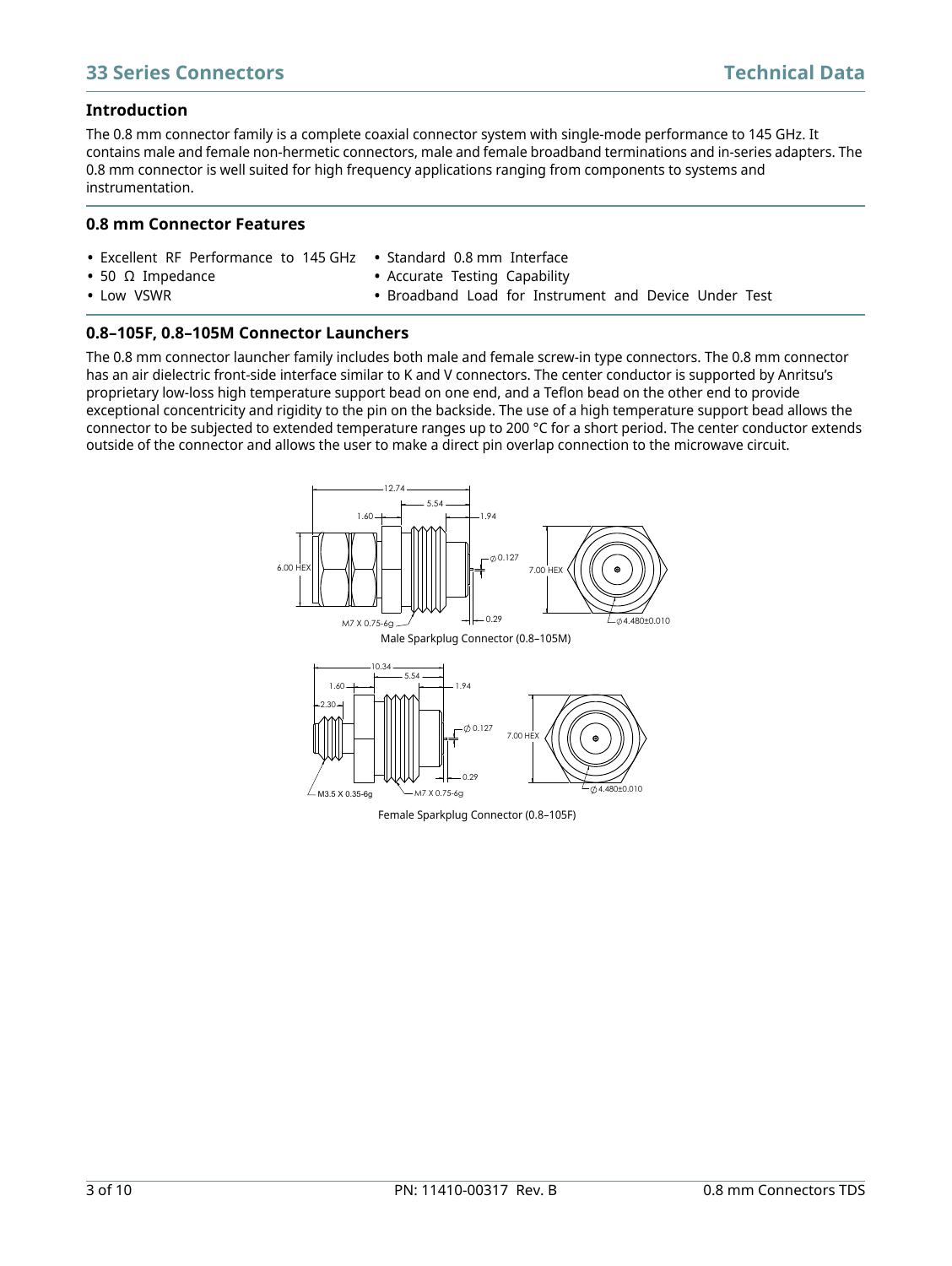## Introduction

The 0.8 mm connector family is a complete coaxial connector system with single-mode performance to 145 GHz. It contains male and female non-hermetic connectors, male and female broadband terminations and in-series adapters. The 0.8 mm connector is well suited for high frequency applications ranging from components to systems and instrumentation.

## 0.8 mm Connector Features

- Excellent RF Performance to 145 GHz
- 50 Ω Impedance
- Low VSWR
- Standard 0.8 mm Interface
- Accurate Testing Capability
- Broadband Load for Instrument and Device Under Test

## 0.8–105F, 0.8–105M Connector Launchers

The 0.8 mm connector launcher family includes both male and female screw-in type connectors. The 0.8 mm connector has an air dielectric front-side interface similar to K and V connectors. The center conductor is supported by Anritsu's proprietary low-loss high temperature support bead on one end, and a Teflon bead on the other end to provide exceptional concentricity and rigidity to the pin on the backside. The use of a high temperature support bead allows the connector to be subjected to extended temperature ranges up to 200 °C for a short period. The center conductor extends outside of the connector and allows the user to make a direct pin overlap connection to the microwave circuit.

Male Sparkplug Connector (0.8–105M)

Female Sparkplug Connector (0.8–105F)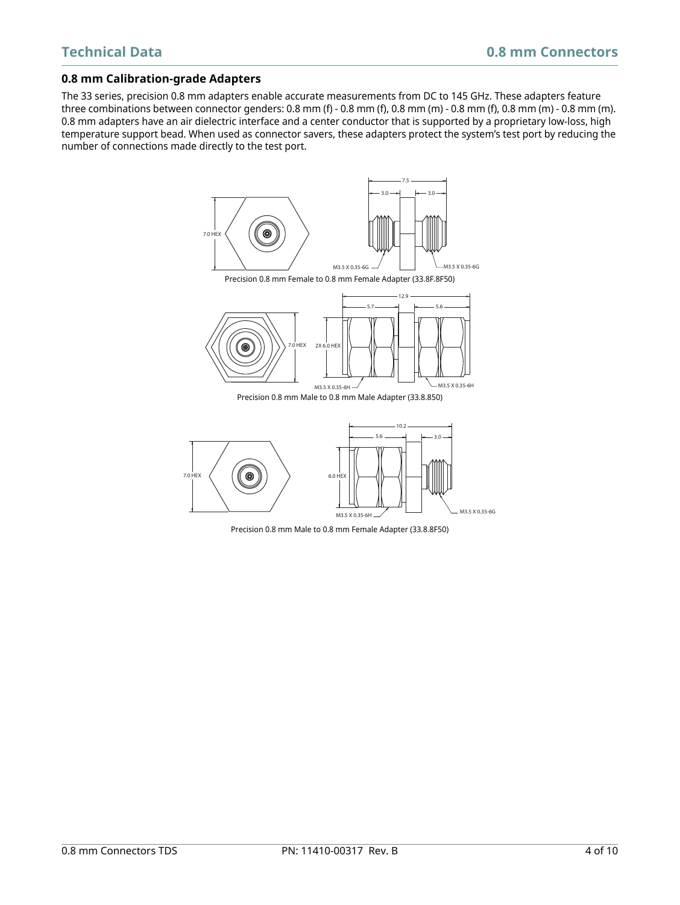## 0.8 mm Calibration-grade Adapters

The 33 series, precision 0.8 mm adapters enable accurate measurements from DC to 145 GHz. These adapters feature three combinations between connector genders: 0.8 mm (f) - 0.8 mm (f), 0.8 mm (m) - 0.8 mm (f), 0.8 mm (m) - 0.8 mm (m). 0.8 mm adapters have an air dielectric interface and a center conductor that is supported by a proprietary low-loss, high temperature support bead. When used as connector savers, these adapters protect the system's test port by reducing the number of connections made directly to the test port.

Precision 0.8 mm Female to 0.8 mm Female Adapter (33.8F.8F50)

Precision 0.8 mm Male to 0.8 mm Male Adapter (33.8.850)

Precision 0.8 mm Male to 0.8 mm Female Adapter (33.8.8F50)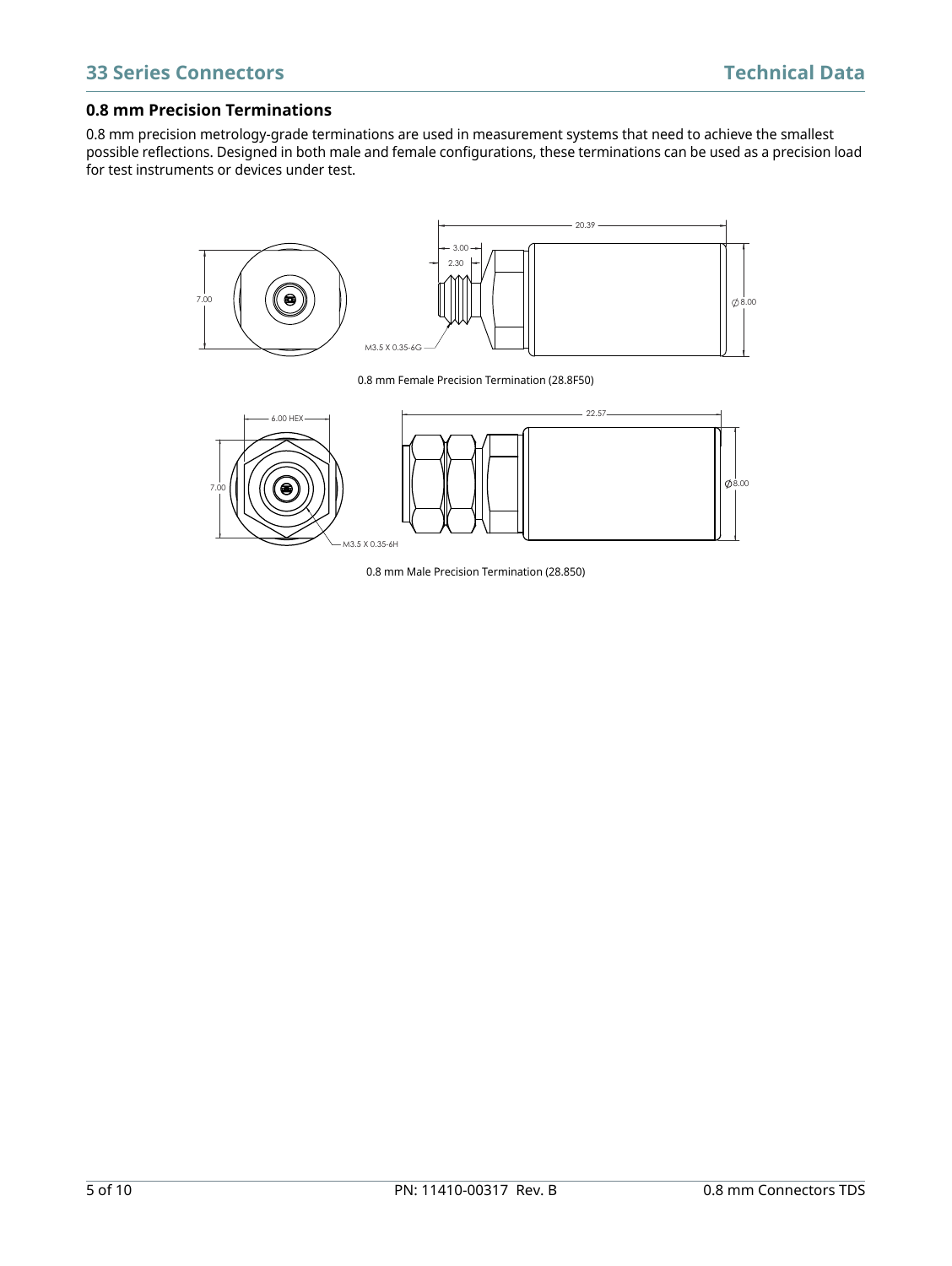## 0.8 mm Precision Terminations

0.8 mm precision metrology-grade terminations are used in measurement systems that need to achieve the smallest possible reflections. Designed in both male and female configurations, these terminations can be used as a precision load for test instruments or devices under test.

0.8 mm Female Precision Termination (28.8F50)

0.8 mm Male Precision Termination (28.850)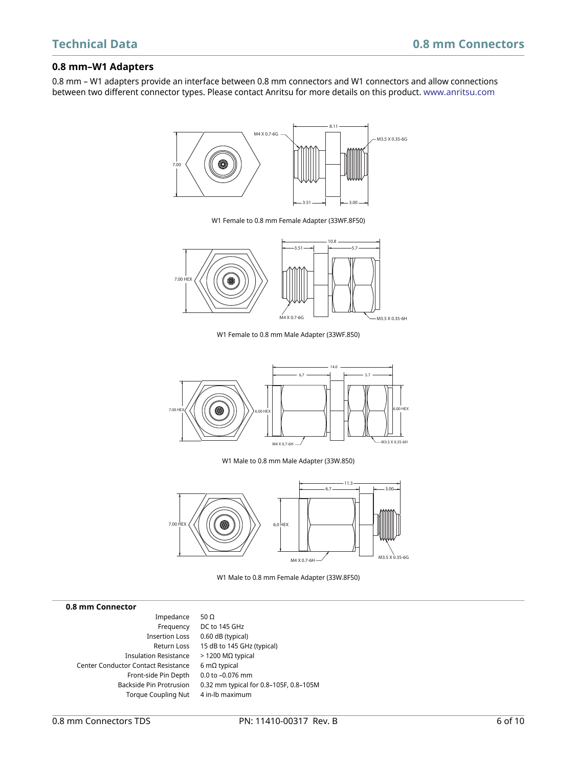## 0.8 mm–W1 Adapters

0.8 mm – W1 adapters provide an interface between 0.8 mm connectors and W1 connectors and allow connections between two different connector types. Please contact Anritsu for more details on this product. www.anritsu.com

W1 Female to 0.8 mm Female Adapter (33WF.8F50)

W1 Female to 0.8 mm Male Adapter (33WF.850)

W1 Male to 0.8 mm Male Adapter (33W.850)

W1 Male to 0.8 mm Female Adapter (33W.8F50)

**0.8 mm Connector**

| | |
|---|---|
| Impedance | 50 Ω |
| Frequency | DC to 145 GHz |
| Insertion Loss | 0.60 dB (typical) |
| Return Loss | 15 dB to 145 GHz (typical) |
| Insulation Resistance | > 1200 MΩ typical |
| Center Conductor Contact Resistance | 6 mΩ typical |
| Front-side Pin Depth | 0.0 to –0.076 mm |
| Backside Pin Protrusion | 0.32 mm typical for 0.8–105F, 0.8–105M |
| Torque Coupling Nut | 4 in-lb maximum |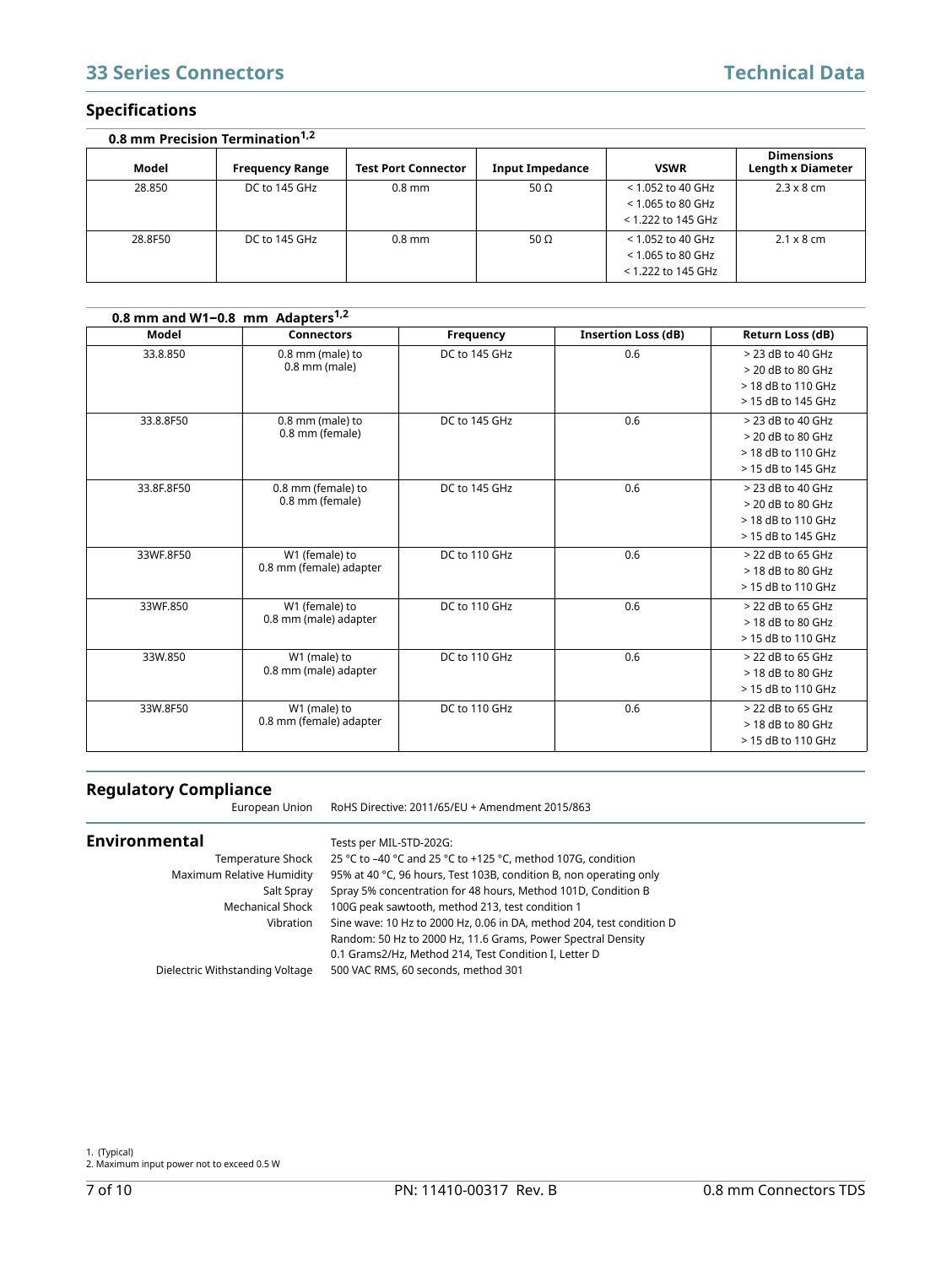## Specifications

### 0.8 mm Precision Termination[1,2]

| Model | Frequency Range | Test Port Connector | Input Impedance | VSWR | Dimensions Length x Diameter |
|---|---|---|---|---|---|
| 28.850 | DC to 145 GHz | 0.8 mm | 50 Ω | < 1.052 to 40 GHz<br>< 1.065 to 80 GHz<br>< 1.222 to 145 GHz | 2.3 x 8 cm |
| 28.8F50 | DC to 145 GHz | 0.8 mm | 50 Ω | < 1.052 to 40 GHz<br>< 1.065 to 80 GHz<br>< 1.222 to 145 GHz | 2.1 x 8 cm |

### 0.8 mm and W1–0.8 mm Adapters[1,2]

| Model | Connectors | Frequency | Insertion Loss (dB) | Return Loss (dB) |
|---|---|---|---|---|
| 33.8.850 | 0.8 mm (male) to 0.8 mm (male) | DC to 145 GHz | 0.6 | > 23 dB to 40 GHz<br>> 20 dB to 80 GHz<br>> 18 dB to 110 GHz<br>> 15 dB to 145 GHz |
| 33.8.8F50 | 0.8 mm (male) to 0.8 mm (female) | DC to 145 GHz | 0.6 | > 23 dB to 40 GHz<br>> 20 dB to 80 GHz<br>> 18 dB to 110 GHz<br>> 15 dB to 145 GHz |
| 33.8F.8F50 | 0.8 mm (female) to 0.8 mm (female) | DC to 145 GHz | 0.6 | > 23 dB to 40 GHz<br>> 20 dB to 80 GHz<br>> 18 dB to 110 GHz<br>> 15 dB to 145 GHz |
| 33WF.8F50 | W1 (female) to 0.8 mm (female) adapter | DC to 110 GHz | 0.6 | > 22 dB to 65 GHz<br>> 18 dB to 80 GHz<br>> 15 dB to 110 GHz |
| 33WF.850 | W1 (female) to 0.8 mm (male) adapter | DC to 110 GHz | 0.6 | > 22 dB to 65 GHz<br>> 18 dB to 80 GHz<br>> 15 dB to 110 GHz |
| 33W.850 | W1 (male) to 0.8 mm (male) adapter | DC to 110 GHz | 0.6 | > 22 dB to 65 GHz<br>> 18 dB to 80 GHz<br>> 15 dB to 110 GHz |
| 33W.8F50 | W1 (male) to 0.8 mm (female) adapter | DC to 110 GHz | 0.6 | > 22 dB to 65 GHz<br>> 18 dB to 80 GHz<br>> 15 dB to 110 GHz |

## Regulatory Compliance

European Union: RoHS Directive: 2011/65/EU + Amendment 2015/863

## Environmental

Tests per MIL-STD-202G:

- **Temperature Shock:** 25 °C to –40 °C and 25 °C to +125 °C, method 107G, condition
- **Maximum Relative Humidity:** 95% at 40 °C, 96 hours, Test 103B, condition B, non operating only
- **Salt Spray:** Spray 5% concentration for 48 hours, Method 101D, Condition B
- **Mechanical Shock:** 100G peak sawtooth, method 213, test condition 1
- **Vibration:** Sine wave: 10 Hz to 2000 Hz, 0.06 in DA, method 204, test condition D<br>Random: 50 Hz to 2000 Hz, 11.6 Grams, Power Spectral Density 0.1 Grams2/Hz, Method 214, Test Condition I, Letter D
- **Dielectric Withstanding Voltage:** 500 VAC RMS, 60 seconds, method 301

1. (Typical)
2. Maximum input power not to exceed 0.5 W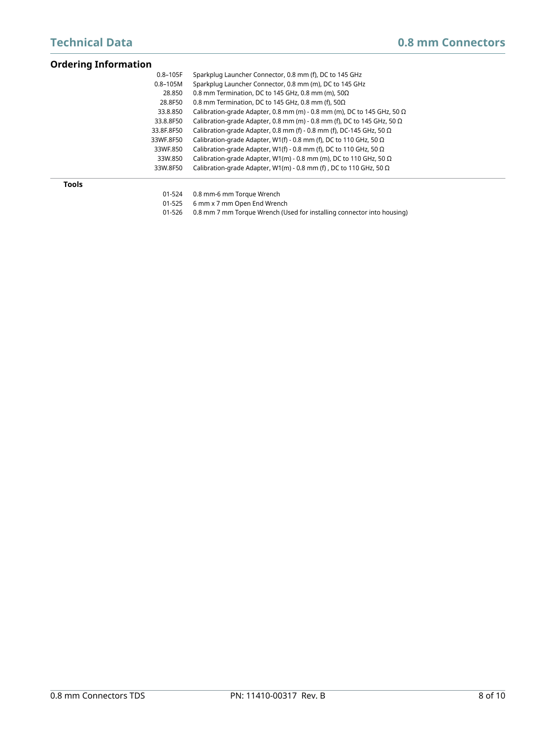## Ordering Information

| | |
|---|---|
| 0.8–105F | Sparkplug Launcher Connector, 0.8 mm (f), DC to 145 GHz |
| 0.8–105M | Sparkplug Launcher Connector, 0.8 mm (m), DC to 145 GHz |
| 28.850 | 0.8 mm Termination, DC to 145 GHz, 0.8 mm (m), 50Ω |
| 28.8F50 | 0.8 mm Termination, DC to 145 GHz, 0.8 mm (f), 50Ω |
| 33.8.850 | Calibration-grade Adapter, 0.8 mm (m) - 0.8 mm (m), DC to 145 GHz, 50 Ω |
| 33.8.8F50 | Calibration-grade Adapter, 0.8 mm (m) - 0.8 mm (f), DC to 145 GHz, 50 Ω |
| 33.8F.8F50 | Calibration-grade Adapter, 0.8 mm (f) - 0.8 mm (f), DC-145 GHz, 50 Ω |
| 33WF.8F50 | Calibration-grade Adapter, W1(f) - 0.8 mm (f), DC to 110 GHz, 50 Ω |
| 33WF.850 | Calibration-grade Adapter, W1(f) - 0.8 mm (f), DC to 110 GHz, 50 Ω |
| 33W.850 | Calibration-grade Adapter, W1(m) - 0.8 mm (m), DC to 110 GHz, 50 Ω |
| 33W.8F50 | Calibration-grade Adapter, W1(m) - 0.8 mm (f) , DC to 110 GHz, 50 Ω |

**Tools**

| | |
|---|---|
| 01-524 | 0.8 mm-6 mm Torque Wrench |
| 01-525 | 6 mm x 7 mm Open End Wrench |
| 01-526 | 0.8 mm 7 mm Torque Wrench (Used for installing connector into housing) |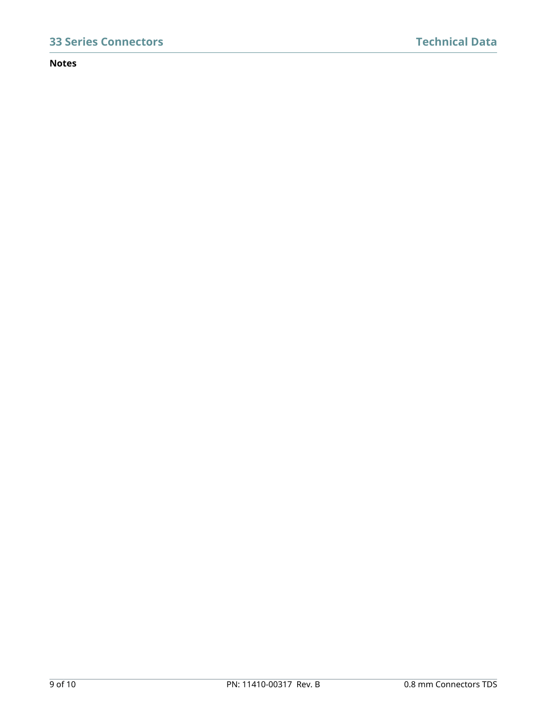**Notes**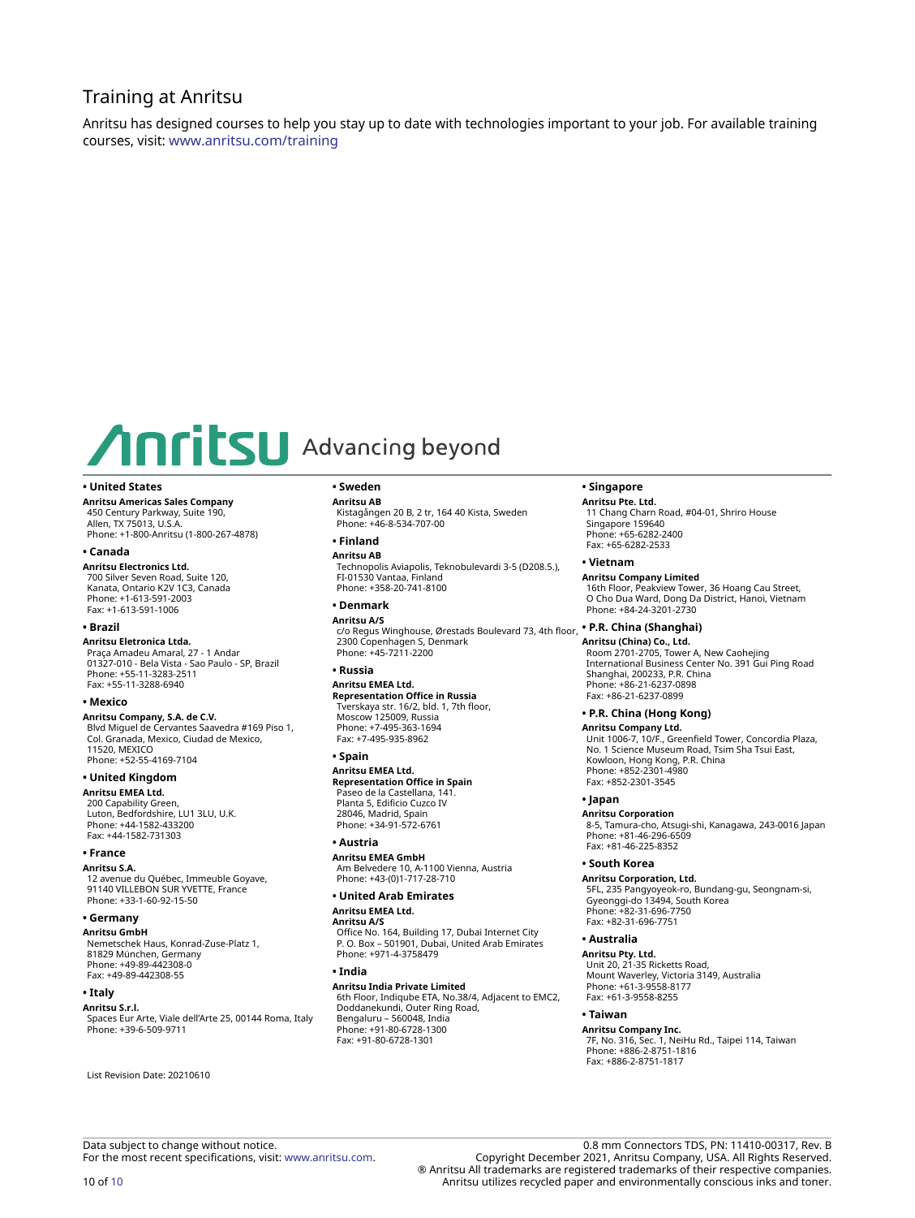## Training at Anritsu

Anritsu has designed courses to help you stay up to date with technologies important to your job. For available training courses, visit: www.anritsu.com/training

Anritsu Advancing beyond

**• United States**

**Anritsu Americas Sales Company**
450 Century Parkway, Suite 190,
Allen, TX 75013, U.S.A.
Phone: +1-800-Anritsu (1-800-267-4878)

**• Canada**

**Anritsu Electronics Ltd.**
700 Silver Seven Road, Suite 120,
Kanata, Ontario K2V 1C3, Canada
Phone: +1-613-591-2003
Fax: +1-613-591-1006

**• Brazil**

**Anritsu Eletronica Ltda.**
Praça Amadeu Amaral, 27 - 1 Andar
01327-010 - Bela Vista - Sao Paulo - SP, Brazil
Phone: +55-11-3283-2511
Fax: +55-11-3288-6940

**• Mexico**

**Anritsu Company, S.A. de C.V.**
Blvd Miguel de Cervantes Saavedra #169 Piso 1,
Col. Granada, Mexico, Ciudad de Mexico,
11520, MEXICO
Phone: +52-55-4169-7104

**• United Kingdom**

**Anritsu EMEA Ltd.**
200 Capability Green,
Luton, Bedfordshire, LU1 3LU, U.K.
Phone: +44-1582-433200
Fax: +44-1582-731303

**• France**

**Anritsu S.A.**
12 avenue du Québec, Immeuble Goyave,
91140 VILLEBON SUR YVETTE, France
Phone: +33-1-60-92-15-50

**• Germany**

**Anritsu GmbH**
Nemetschek Haus, Konrad-Zuse-Platz 1,
81829 München, Germany
Phone: +49-89-442308-0
Fax: +49-89-442308-55

**• Italy**

**Anritsu S.r.l.**
Spaces Eur Arte, Viale dell'Arte 25, 00144 Roma, Italy
Phone: +39-6-509-9711

**• Sweden**

**Anritsu AB**
Kistagången 20 B, 2 tr, 164 40 Kista, Sweden
Phone: +46-8-534-707-00

**• Finland**

**Anritsu AB**
Technopolis Aviapolis, Teknobulevardi 3-5 (D208.5.),
FI-01530 Vantaa, Finland
Phone: +358-20-741-8100

**• Denmark**

**Anritsu A/S**
c/o Regus Winghouse, Ørestads Boulevard 73, 4th floor,
2300 Copenhagen S, Denmark
Phone: +45-7211-2200

**• Russia**

**Anritsu EMEA Ltd.**
**Representation Office in Russia**
Tverskaya str. 16/2, bld. 1, 7th floor,
Moscow 125009, Russia
Phone: +7-495-363-1694
Fax: +7-495-935-8962

**• Spain**

**Anritsu EMEA Ltd.**
**Representation Office in Spain**
Paseo de la Castellana, 141.
Planta 5, Edificio Cuzco IV
28046, Madrid, Spain
Phone: +34-91-572-6761

**• Austria**

**Anritsu EMEA GmbH**
Am Belvedere 10, A-1100 Vienna, Austria
Phone: +43-(0)1-717-28-710

**• United Arab Emirates**

**Anritsu EMEA Ltd.**
**Anritsu A/S**
Office No. 164, Building 17, Dubai Internet City
P. O. Box – 501901, Dubai, United Arab Emirates
Phone: +971-4-3758479

**• India**

**Anritsu India Private Limited**
6th Floor, Indiqube ETA, No.38/4, Adjacent to EMC2,
Doddanekundi, Outer Ring Road,
Bengaluru – 560048, India
Phone: +91-80-6728-1300
Fax: +91-80-6728-1301

**• Singapore**

**Anritsu Pte. Ltd.**
11 Chang Charn Road, #04-01, Shriro House
Singapore 159640
Phone: +65-6282-2400
Fax: +65-6282-2533

**• Vietnam**

**Anritsu Company Limited**
16th Floor, Peakview Tower, 36 Hoang Cau Street,
O Cho Dua Ward, Dong Da District, Hanoi, Vietnam
Phone: +84-24-3201-2730

**• P.R. China (Shanghai)**

**Anritsu (China) Co., Ltd.**
Room 2701-2705, Tower A, New Caohejing
International Business Center No. 391 Gui Ping Road
Shanghai, 200233, P.R. China
Phone: +86-21-6237-0898
Fax: +86-21-6237-0899

**• P.R. China (Hong Kong)**

**Anritsu Company Ltd.**
Unit 1006-7, 10/F., Greenfield Tower, Concordia Plaza,
No. 1 Science Museum Road, Tsim Sha Tsui East,
Kowloon, Hong Kong, P.R. China
Phone: +852-2301-4980
Fax: +852-2301-3545

**• Japan**

**Anritsu Corporation**
8-5, Tamura-cho, Atsugi-shi, Kanagawa, 243-0016 Japan
Phone: +81-46-296-6509
Fax: +81-46-225-8352

**• South Korea**

**Anritsu Corporation, Ltd.**
5FL, 235 Pangyoyeok-ro, Bundang-gu, Seongnam-si,
Gyeonggi-do 13494, South Korea
Phone: +82-31-696-7750
Fax: +82-31-696-7751

**• Australia**

**Anritsu Pty. Ltd.**
Unit 20, 21-35 Ricketts Road,
Mount Waverley, Victoria 3149, Australia
Phone: +61-3-9558-8177
Fax: +61-3-9558-8255

**• Taiwan**

**Anritsu Company Inc.**
7F, No. 316, Sec. 1, NeiHu Rd., Taipei 114, Taiwan
Phone: +886-2-8751-1816
Fax: +886-2-8751-1817

List Revision Date: 20210610

Data subject to change without notice.
For the most recent specifications, visit: www.anritsu.com.

0.8 mm Connectors TDS, PN: 11410-00317, Rev. B
Copyright December 2021, Anritsu Company, USA. All Rights Reserved.
® Anritsu All trademarks are registered trademarks of their respective companies.
Anritsu utilizes recycled paper and environmentally conscious inks and toner.